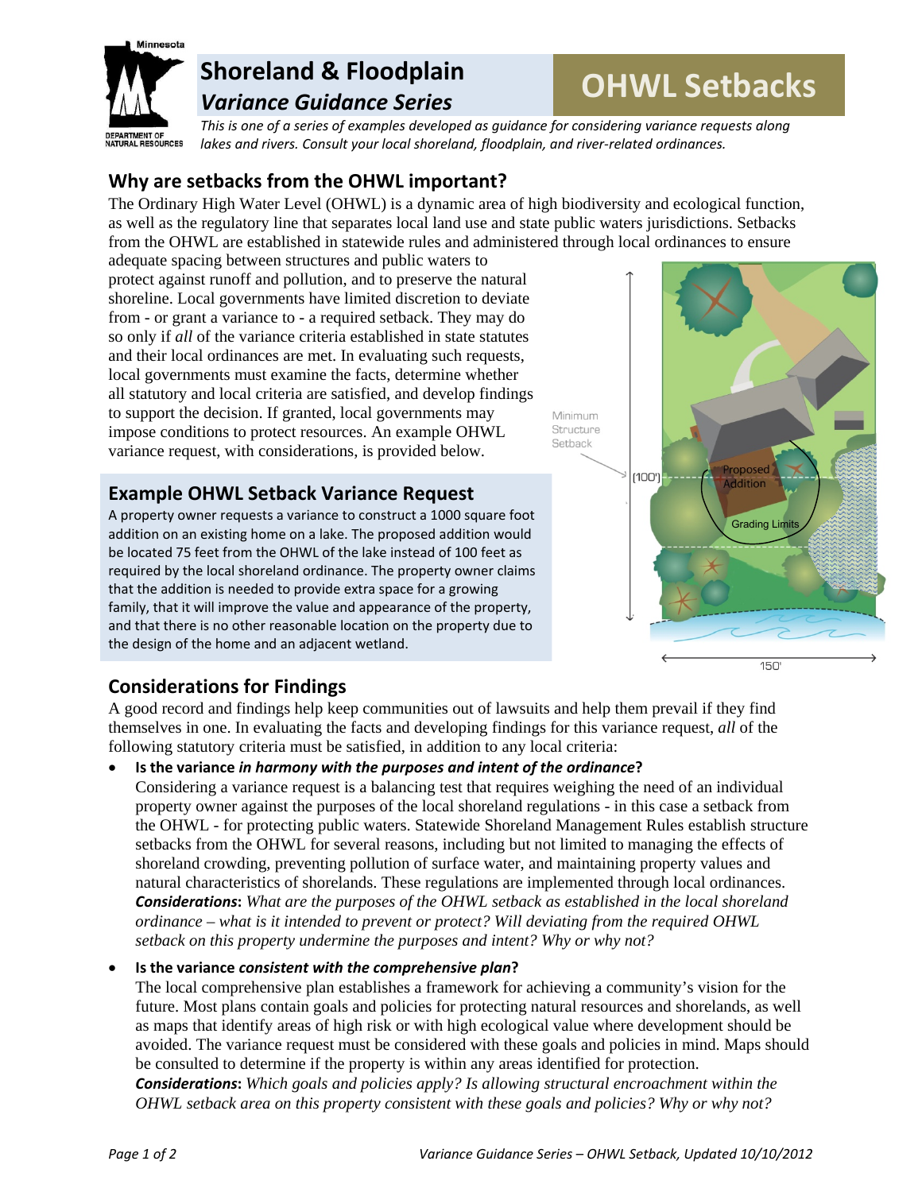# Shoreland & Floodplain *Variance Guidance Series*

## OHWL Setbacks

*This is one of a series of examples developed as guidance for considering variance requests along lakes and rivers. Consult your local shoreland, floodplain, and river-related ordinances.*

## Why are setbacks from the OHWL important?

The Ordinary High Water Level (OHWL) is a dynamic area of high biodiversity and ecological function, as well as the regulatory line that separates local land use and state public waters jurisdictions. Setbacks from the OHWL are established in statewide rules and administered through local ordinances to ensure adequate spacing between structures and public waters to protect against runoff and pollution, and to preserve the natural shoreline. Local governments have limited discretion to deviate from - or grant a variance to - a required setback. They may do so only if *all* of the variance criteria established in state statutes and their local ordinances are met. In evaluating such requests, local governments must examine the facts, determine whether all statutory and local criteria are satisfied, and develop findings to support the decision. If granted, local governments may impose conditions to protect resources. An example OHWL variance request, with considerations, is provided below.

## Example OHWL Setback Variance Request

A property owner requests a variance to construct a 1000 square foot addition on an existing home on a lake. The proposed addition would be located 75 feet from the OHWL of the lake instead of 100 feet as required by the local shoreland ordinance. The property owner claims that the addition is needed to provide extra space for a growing family, that it will improve the value and appearance of the property, and that there is no other reasonable location on the property due to the design of the home and an adjacent wetland.

## Considerations for Findings

A good record and findings help keep communities out of lawsuits and help them prevail if they find themselves in one. In evaluating the facts and developing findings for this variance request, *all* of the following statutory criteria must be satisfied, in addition to any local criteria:

- **Is the variance *in harmony with the purposes and intent of the ordinance*?**
  Considering a variance request is a balancing test that requires weighing the need of an individual property owner against the purposes of the local shoreland regulations - in this case a setback from the OHWL - for protecting public waters. Statewide Shoreland Management Rules establish structure setbacks from the OHWL for several reasons, including but not limited to managing the effects of shoreland crowding, preventing pollution of surface water, and maintaining property values and natural characteristics of shorelands. These regulations are implemented through local ordinances.
  ***Considerations**: What are the purposes of the OHWL setback as established in the local shoreland ordinance – what is it intended to prevent or protect? Will deviating from the required OHWL setback on this property undermine the purposes and intent? Why or why not?*

- **Is the variance *consistent with the comprehensive plan*?**
  The local comprehensive plan establishes a framework for achieving a community's vision for the future. Most plans contain goals and policies for protecting natural resources and shorelands, as well as maps that identify areas of high risk or with high ecological value where development should be avoided. The variance request must be considered with these goals and policies in mind. Maps should be consulted to determine if the property is within any areas identified for protection.
  ***Considerations**: Which goals and policies apply? Is allowing structural encroachment within the OHWL setback area on this property consistent with these goals and policies? Why or why not?*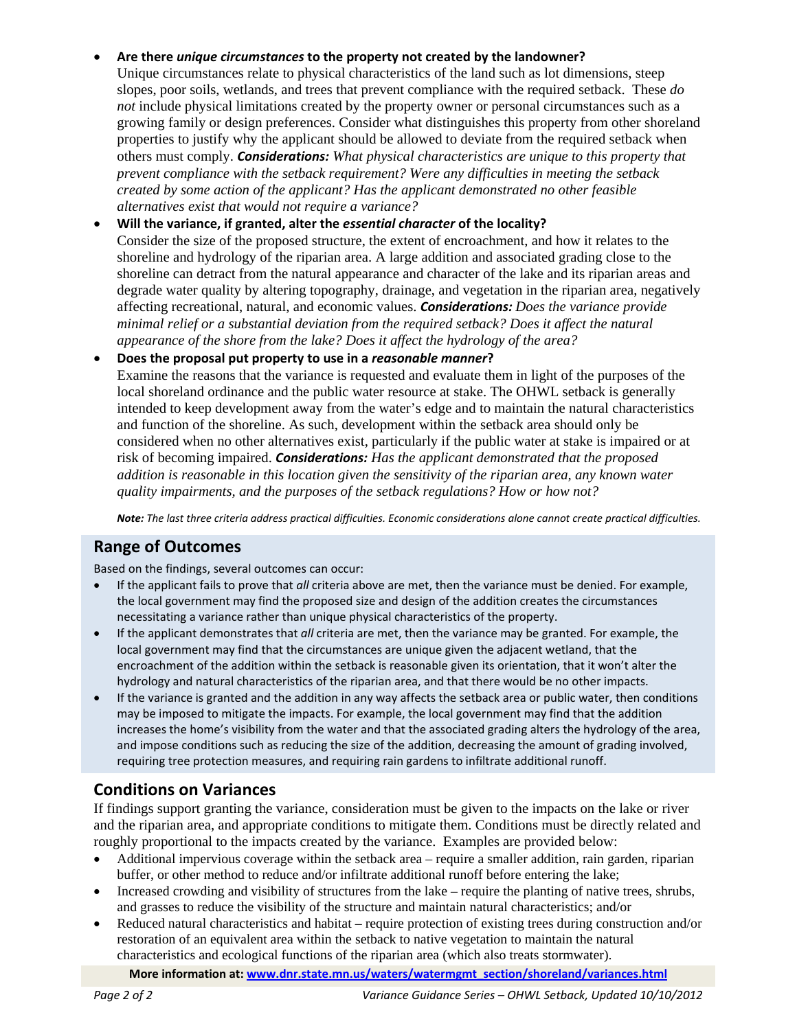- **Are there *unique circumstances* to the property not created by the landowner?**
  Unique circumstances relate to physical characteristics of the land such as lot dimensions, steep slopes, poor soils, wetlands, and trees that prevent compliance with the required setback. These *do not* include physical limitations created by the property owner or personal circumstances such as a growing family or design preferences. Consider what distinguishes this property from other shoreland properties to justify why the applicant should be allowed to deviate from the required setback when others must comply. ***Considerations:*** *What physical characteristics are unique to this property that prevent compliance with the setback requirement? Were any difficulties in meeting the setback created by some action of the applicant? Has the applicant demonstrated no other feasible alternatives exist that would not require a variance?*
- **Will the variance, if granted, alter the *essential character* of the locality?**
  Consider the size of the proposed structure, the extent of encroachment, and how it relates to the shoreline and hydrology of the riparian area. A large addition and associated grading close to the shoreline can detract from the natural appearance and character of the lake and its riparian areas and degrade water quality by altering topography, drainage, and vegetation in the riparian area, negatively affecting recreational, natural, and economic values. ***Considerations:*** *Does the variance provide minimal relief or a substantial deviation from the required setback? Does it affect the natural appearance of the shore from the lake? Does it affect the hydrology of the area?*
- **Does the proposal put property to use in a *reasonable manner*?**
  Examine the reasons that the variance is requested and evaluate them in light of the purposes of the local shoreland ordinance and the public water resource at stake. The OHWL setback is generally intended to keep development away from the water's edge and to maintain the natural characteristics and function of the shoreline. As such, development within the setback area should only be considered when no other alternatives exist, particularly if the public water at stake is impaired or at risk of becoming impaired. ***Considerations:*** *Has the applicant demonstrated that the proposed addition is reasonable in this location given the sensitivity of the riparian area, any known water quality impairments, and the purposes of the setback regulations? How or how not?*

***Note:*** *The last three criteria address practical difficulties. Economic considerations alone cannot create practical difficulties.*

## Range of Outcomes

Based on the findings, several outcomes can occur:

- If the applicant fails to prove that *all* criteria above are met, then the variance must be denied. For example, the local government may find the proposed size and design of the addition creates the circumstances necessitating a variance rather than unique physical characteristics of the property.
- If the applicant demonstrates that *all* criteria are met, then the variance may be granted. For example, the local government may find that the circumstances are unique given the adjacent wetland, that the encroachment of the addition within the setback is reasonable given its orientation, that it won't alter the hydrology and natural characteristics of the riparian area, and that there would be no other impacts.
- If the variance is granted and the addition in any way affects the setback area or public water, then conditions may be imposed to mitigate the impacts. For example, the local government may find that the addition increases the home's visibility from the water and that the associated grading alters the hydrology of the area, and impose conditions such as reducing the size of the addition, decreasing the amount of grading involved, requiring tree protection measures, and requiring rain gardens to infiltrate additional runoff.

## Conditions on Variances

If findings support granting the variance, consideration must be given to the impacts on the lake or river and the riparian area, and appropriate conditions to mitigate them. Conditions must be directly related and roughly proportional to the impacts created by the variance. Examples are provided below:

- Additional impervious coverage within the setback area – require a smaller addition, rain garden, riparian buffer, or other method to reduce and/or infiltrate additional runoff before entering the lake;
- Increased crowding and visibility of structures from the lake – require the planting of native trees, shrubs, and grasses to reduce the visibility of the structure and maintain natural characteristics; and/or
- Reduced natural characteristics and habitat – require protection of existing trees during construction and/or restoration of an equivalent area within the setback to native vegetation to maintain the natural characteristics and ecological functions of the riparian area (which also treats stormwater).

**More information at: [www.dnr.state.mn.us/waters/watermgmt_section/shoreland/variances.html](www.dnr.state.mn.us/waters/watermgmt_section/shoreland/variances.html)**